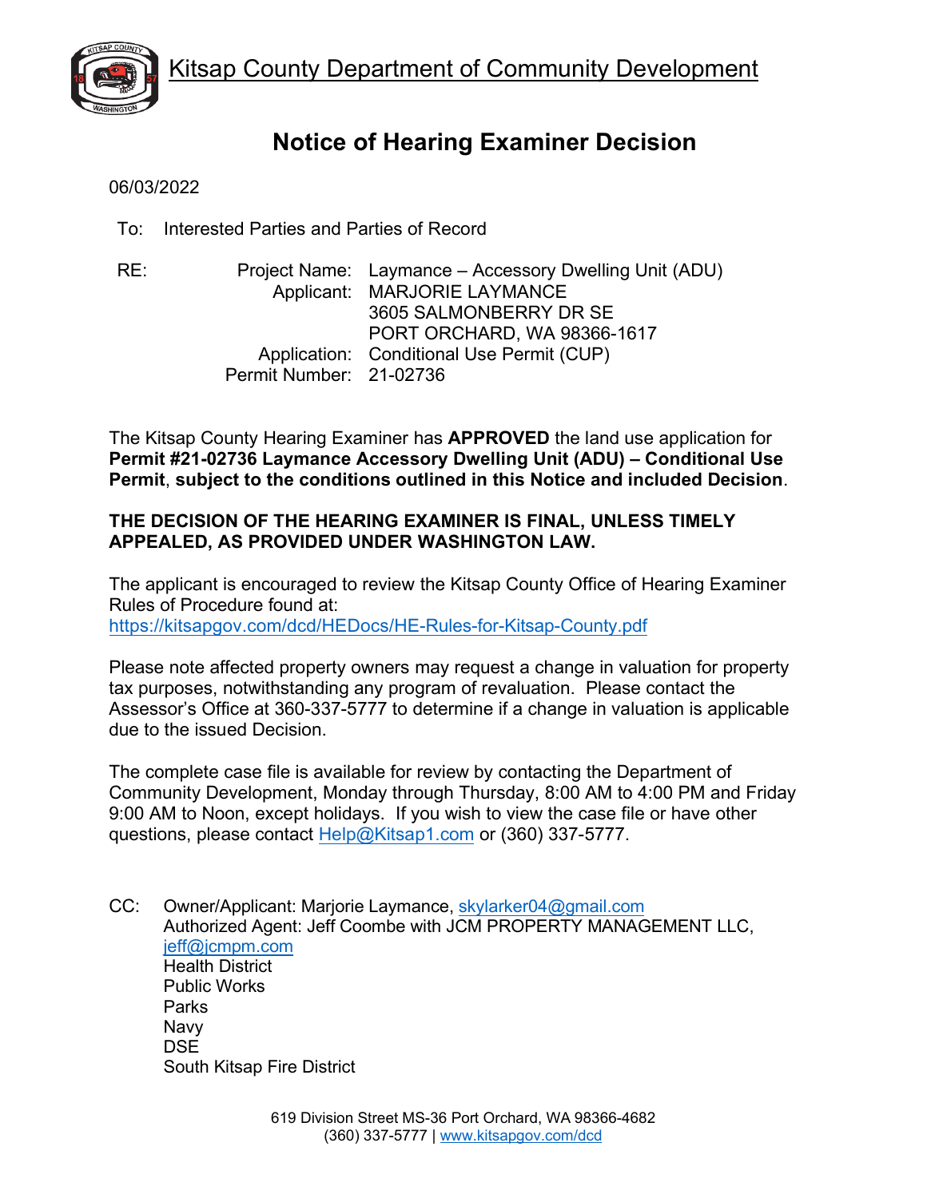# Kitsap County Department of Community Development

## Notice of Hearing Examiner Decision

06/03/2022

To: Interested Parties and Parties of Record

RE:

Project Name: Laymance – Accessory Dwelling Unit (ADU)
Applicant: MARJORIE LAYMANCE
3605 SALMONBERRY DR SE
PORT ORCHARD, WA 98366-1617
Application: Conditional Use Permit (CUP)
Permit Number: 21-02736

The Kitsap County Hearing Examiner has **APPROVED** the land use application for **Permit #21-02736 Laymance Accessory Dwelling Unit (ADU) – Conditional Use Permit**, **subject to the conditions outlined in this Notice and included Decision**.

**THE DECISION OF THE HEARING EXAMINER IS FINAL, UNLESS TIMELY APPEALED, AS PROVIDED UNDER WASHINGTON LAW.**

The applicant is encouraged to review the Kitsap County Office of Hearing Examiner Rules of Procedure found at:
https://kitsapgov.com/dcd/HEDocs/HE-Rules-for-Kitsap-County.pdf

Please note affected property owners may request a change in valuation for property tax purposes, notwithstanding any program of revaluation. Please contact the Assessor's Office at 360-337-5777 to determine if a change in valuation is applicable due to the issued Decision.

The complete case file is available for review by contacting the Department of Community Development, Monday through Thursday, 8:00 AM to 4:00 PM and Friday 9:00 AM to Noon, except holidays. If you wish to view the case file or have other questions, please contact Help@Kitsap1.com or (360) 337-5777.

CC: Owner/Applicant: Marjorie Laymance, skylarker04@gmail.com
Authorized Agent: Jeff Coombe with JCM PROPERTY MANAGEMENT LLC, jeff@jcmpm.com
Health District
Public Works
Parks
Navy
DSE
South Kitsap Fire District

619 Division Street MS-36 Port Orchard, WA 98366-4682
(360) 337-5777 | www.kitsapgov.com/dcd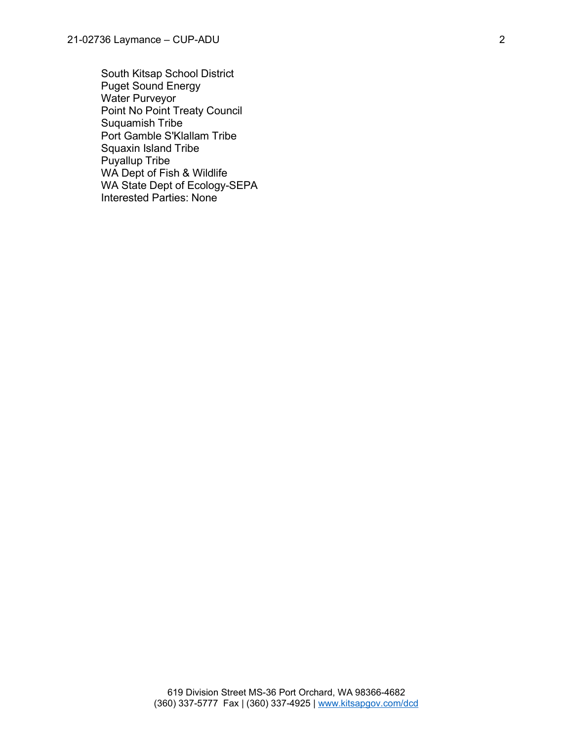South Kitsap School District
Puget Sound Energy
Water Purveyor
Point No Point Treaty Council
Suquamish Tribe
Port Gamble S'Klallam Tribe
Squaxin Island Tribe
Puyallup Tribe
WA Dept of Fish & Wildlife
WA State Dept of Ecology-SEPA
Interested Parties: None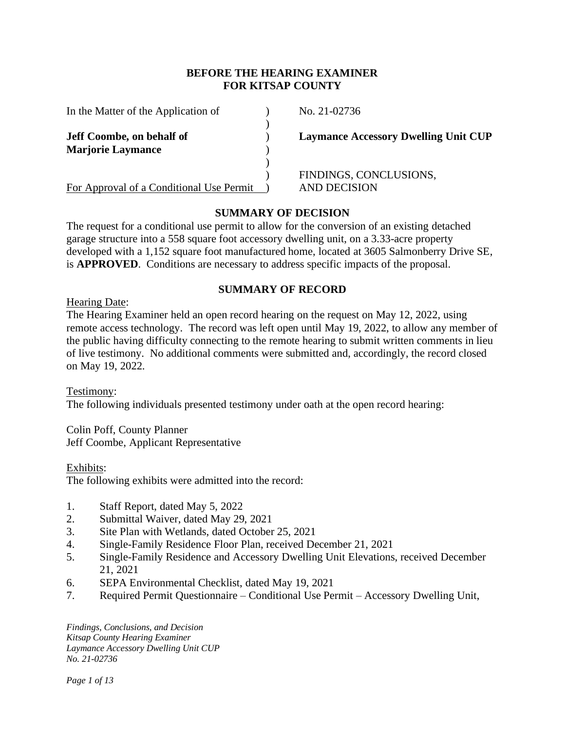# BEFORE THE HEARING EXAMINER FOR KITSAP COUNTY

| | | |
|---|---|---|
| In the Matter of the Application of | ) | No. 21-02736 |
| | ) | |
| **Jeff Coombe, on behalf of** | ) | **Laymance Accessory Dwelling Unit CUP** |
| **Marjorie Laymance** | ) | |
| | ) | |
| | ) | FINDINGS, CONCLUSIONS, |
| For Approval of a Conditional Use Permit | ) | AND DECISION |

## SUMMARY OF DECISION

The request for a conditional use permit to allow for the conversion of an existing detached garage structure into a 558 square foot accessory dwelling unit, on a 3.33-acre property developed with a 1,152 square foot manufactured home, located at 3605 Salmonberry Drive SE, is **APPROVED**. Conditions are necessary to address specific impacts of the proposal.

## SUMMARY OF RECORD

Hearing Date:

The Hearing Examiner held an open record hearing on the request on May 12, 2022, using remote access technology. The record was left open until May 19, 2022, to allow any member of the public having difficulty connecting to the remote hearing to submit written comments in lieu of live testimony. No additional comments were submitted and, accordingly, the record closed on May 19, 2022.

Testimony:

The following individuals presented testimony under oath at the open record hearing:

Colin Poff, County Planner
Jeff Coombe, Applicant Representative

Exhibits:

The following exhibits were admitted into the record:

1. Staff Report, dated May 5, 2022
2. Submittal Waiver, dated May 29, 2021
3. Site Plan with Wetlands, dated October 25, 2021
4. Single-Family Residence Floor Plan, received December 21, 2021
5. Single-Family Residence and Accessory Dwelling Unit Elevations, received December 21, 2021
6. SEPA Environmental Checklist, dated May 19, 2021
7. Required Permit Questionnaire – Conditional Use Permit – Accessory Dwelling Unit,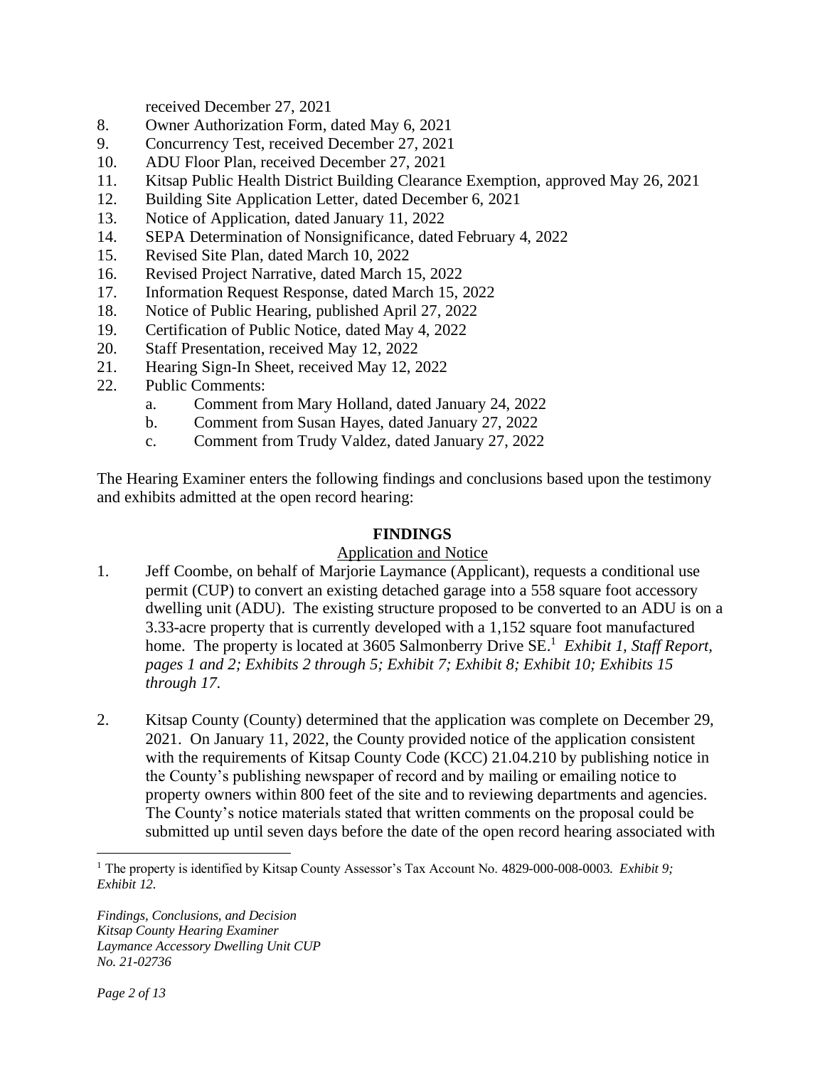received December 27, 2021

8. Owner Authorization Form, dated May 6, 2021
9. Concurrency Test, received December 27, 2021
10. ADU Floor Plan, received December 27, 2021
11. Kitsap Public Health District Building Clearance Exemption, approved May 26, 2021
12. Building Site Application Letter, dated December 6, 2021
13. Notice of Application, dated January 11, 2022
14. SEPA Determination of Nonsignificance, dated February 4, 2022
15. Revised Site Plan, dated March 10, 2022
16. Revised Project Narrative, dated March 15, 2022
17. Information Request Response, dated March 15, 2022
18. Notice of Public Hearing, published April 27, 2022
19. Certification of Public Notice, dated May 4, 2022
20. Staff Presentation, received May 12, 2022
21. Hearing Sign-In Sheet, received May 12, 2022
22. Public Comments:
    a. Comment from Mary Holland, dated January 24, 2022
    b. Comment from Susan Hayes, dated January 27, 2022
    c. Comment from Trudy Valdez, dated January 27, 2022

The Hearing Examiner enters the following findings and conclusions based upon the testimony and exhibits admitted at the open record hearing:

## FINDINGS

### Application and Notice

1. Jeff Coombe, on behalf of Marjorie Laymance (Applicant), requests a conditional use permit (CUP) to convert an existing detached garage into a 558 square foot accessory dwelling unit (ADU). The existing structure proposed to be converted to an ADU is on a 3.33-acre property that is currently developed with a 1,152 square foot manufactured home. The property is located at 3605 Salmonberry Drive SE.[1] *Exhibit 1, Staff Report, pages 1 and 2; Exhibits 2 through 5; Exhibit 7; Exhibit 8; Exhibit 10; Exhibits 15 through 17.*

2. Kitsap County (County) determined that the application was complete on December 29, 2021. On January 11, 2022, the County provided notice of the application consistent with the requirements of Kitsap County Code (KCC) 21.04.210 by publishing notice in the County's publishing newspaper of record and by mailing or emailing notice to property owners within 800 feet of the site and to reviewing departments and agencies. The County's notice materials stated that written comments on the proposal could be submitted up until seven days before the date of the open record hearing associated with

[1] The property is identified by Kitsap County Assessor's Tax Account No. 4829-000-008-0003. *Exhibit 9; Exhibit 12.*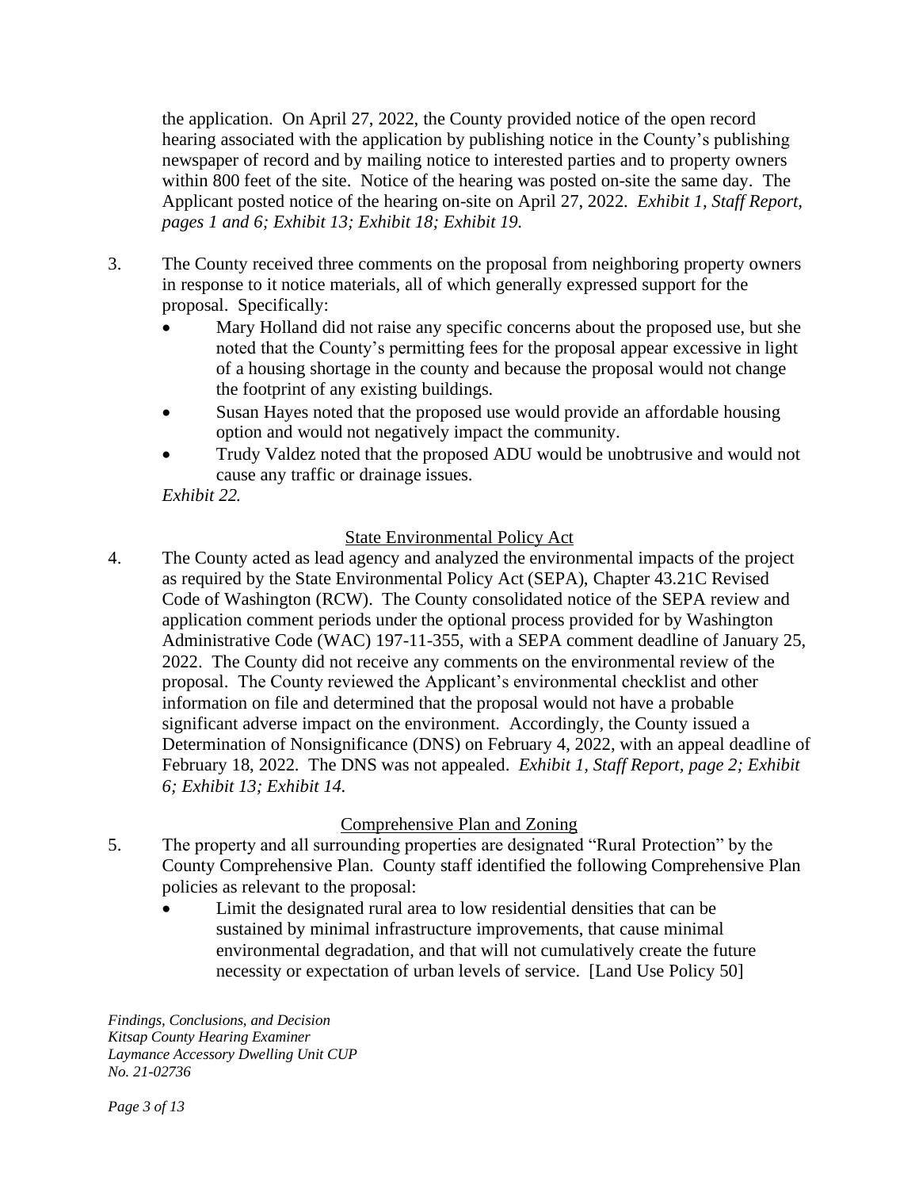the application. On April 27, 2022, the County provided notice of the open record hearing associated with the application by publishing notice in the County's publishing newspaper of record and by mailing notice to interested parties and to property owners within 800 feet of the site. Notice of the hearing was posted on-site the same day. The Applicant posted notice of the hearing on-site on April 27, 2022. *Exhibit 1, Staff Report, pages 1 and 6; Exhibit 13; Exhibit 18; Exhibit 19.*

3. The County received three comments on the proposal from neighboring property owners in response to it notice materials, all of which generally expressed support for the proposal. Specifically:
   - Mary Holland did not raise any specific concerns about the proposed use, but she noted that the County's permitting fees for the proposal appear excessive in light of a housing shortage in the county and because the proposal would not change the footprint of any existing buildings.
   - Susan Hayes noted that the proposed use would provide an affordable housing option and would not negatively impact the community.
   - Trudy Valdez noted that the proposed ADU would be unobtrusive and would not cause any traffic or drainage issues.

   *Exhibit 22.*

<u>State Environmental Policy Act</u>

4. The County acted as lead agency and analyzed the environmental impacts of the project as required by the State Environmental Policy Act (SEPA), Chapter 43.21C Revised Code of Washington (RCW). The County consolidated notice of the SEPA review and application comment periods under the optional process provided for by Washington Administrative Code (WAC) 197-11-355, with a SEPA comment deadline of January 25, 2022. The County did not receive any comments on the environmental review of the proposal. The County reviewed the Applicant's environmental checklist and other information on file and determined that the proposal would not have a probable significant adverse impact on the environment. Accordingly, the County issued a Determination of Nonsignificance (DNS) on February 4, 2022, with an appeal deadline of February 18, 2022. The DNS was not appealed. *Exhibit 1, Staff Report, page 2; Exhibit 6; Exhibit 13; Exhibit 14.*

<u>Comprehensive Plan and Zoning</u>

5. The property and all surrounding properties are designated "Rural Protection" by the County Comprehensive Plan. County staff identified the following Comprehensive Plan policies as relevant to the proposal:
   - Limit the designated rural area to low residential densities that can be sustained by minimal infrastructure improvements, that cause minimal environmental degradation, and that will not cumulatively create the future necessity or expectation of urban levels of service. [Land Use Policy 50]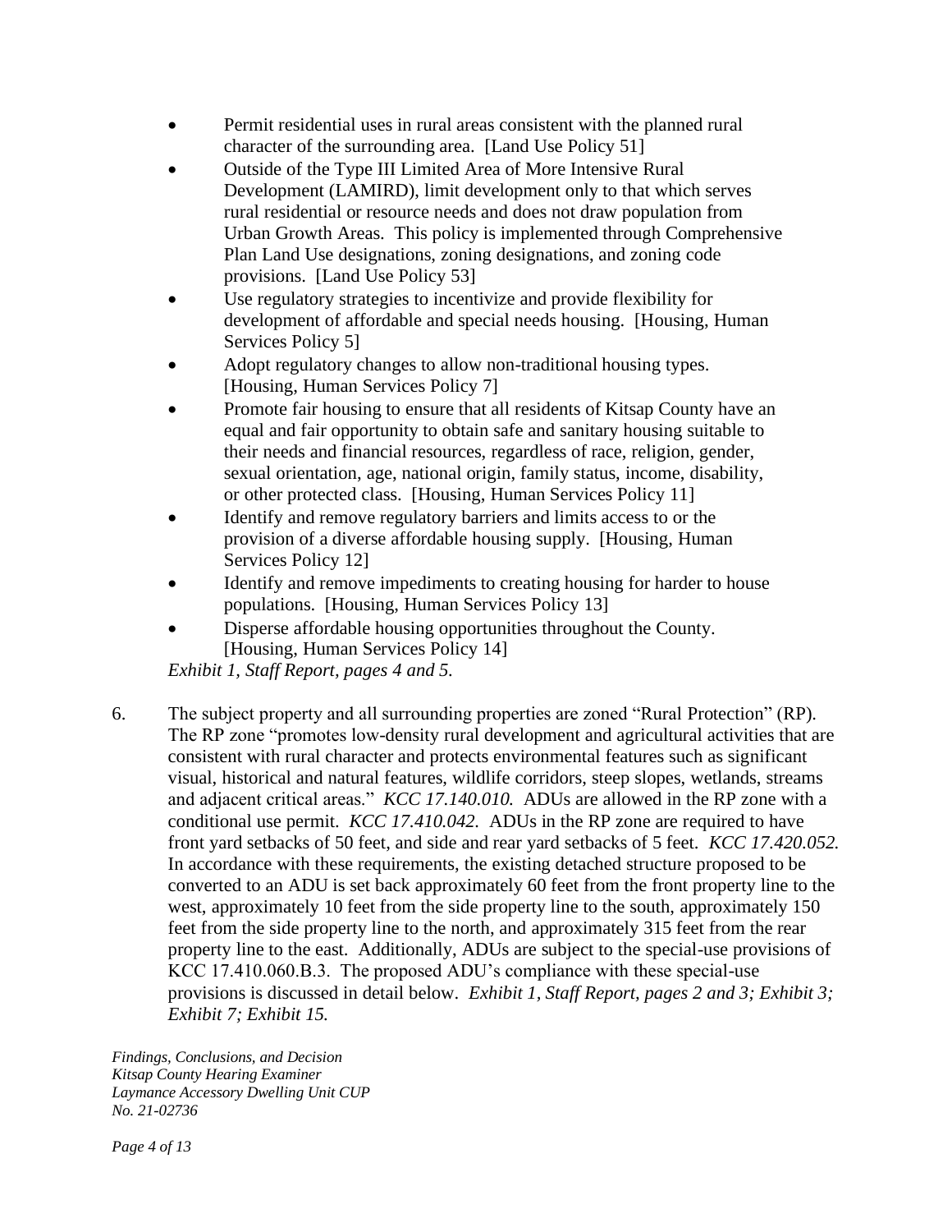- Permit residential uses in rural areas consistent with the planned rural character of the surrounding area. [Land Use Policy 51]
- Outside of the Type III Limited Area of More Intensive Rural Development (LAMIRD), limit development only to that which serves rural residential or resource needs and does not draw population from Urban Growth Areas. This policy is implemented through Comprehensive Plan Land Use designations, zoning designations, and zoning code provisions. [Land Use Policy 53]
- Use regulatory strategies to incentivize and provide flexibility for development of affordable and special needs housing. [Housing, Human Services Policy 5]
- Adopt regulatory changes to allow non-traditional housing types. [Housing, Human Services Policy 7]
- Promote fair housing to ensure that all residents of Kitsap County have an equal and fair opportunity to obtain safe and sanitary housing suitable to their needs and financial resources, regardless of race, religion, gender, sexual orientation, age, national origin, family status, income, disability, or other protected class. [Housing, Human Services Policy 11]
- Identify and remove regulatory barriers and limits access to or the provision of a diverse affordable housing supply. [Housing, Human Services Policy 12]
- Identify and remove impediments to creating housing for harder to house populations. [Housing, Human Services Policy 13]
- Disperse affordable housing opportunities throughout the County. [Housing, Human Services Policy 14]

*Exhibit 1, Staff Report, pages 4 and 5.*

6. The subject property and all surrounding properties are zoned "Rural Protection" (RP). The RP zone "promotes low-density rural development and agricultural activities that are consistent with rural character and protects environmental features such as significant visual, historical and natural features, wildlife corridors, steep slopes, wetlands, streams and adjacent critical areas." *KCC 17.140.010.* ADUs are allowed in the RP zone with a conditional use permit. *KCC 17.410.042.* ADUs in the RP zone are required to have front yard setbacks of 50 feet, and side and rear yard setbacks of 5 feet. *KCC 17.420.052.* In accordance with these requirements, the existing detached structure proposed to be converted to an ADU is set back approximately 60 feet from the front property line to the west, approximately 10 feet from the side property line to the south, approximately 150 feet from the side property line to the north, and approximately 315 feet from the rear property line to the east. Additionally, ADUs are subject to the special-use provisions of KCC 17.410.060.B.3. The proposed ADU's compliance with these special-use provisions is discussed in detail below. *Exhibit 1, Staff Report, pages 2 and 3; Exhibit 3; Exhibit 7; Exhibit 15.*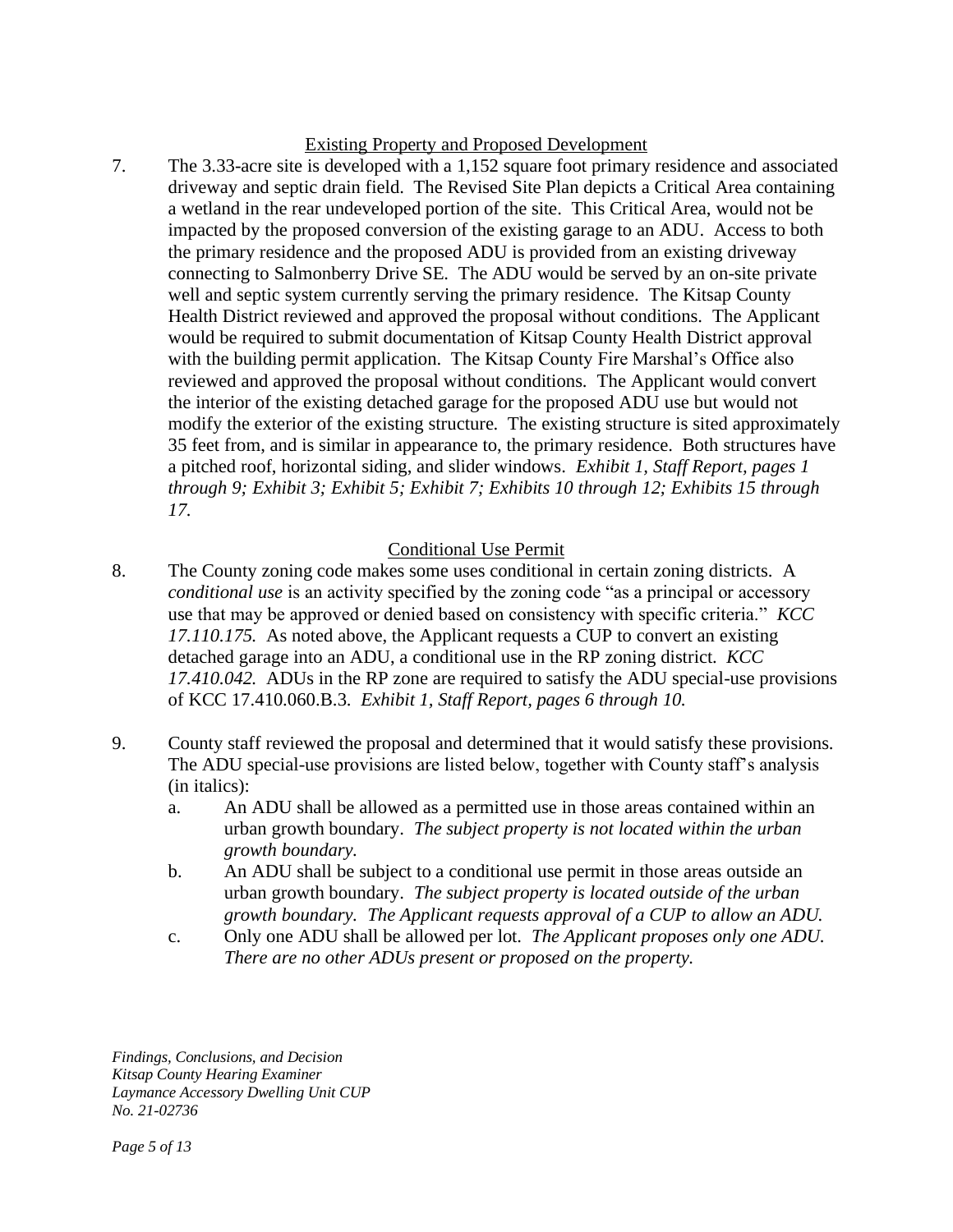## Existing Property and Proposed Development

7. The 3.33-acre site is developed with a 1,152 square foot primary residence and associated driveway and septic drain field. The Revised Site Plan depicts a Critical Area containing a wetland in the rear undeveloped portion of the site. This Critical Area, would not be impacted by the proposed conversion of the existing garage to an ADU. Access to both the primary residence and the proposed ADU is provided from an existing driveway connecting to Salmonberry Drive SE. The ADU would be served by an on-site private well and septic system currently serving the primary residence. The Kitsap County Health District reviewed and approved the proposal without conditions. The Applicant would be required to submit documentation of Kitsap County Health District approval with the building permit application. The Kitsap County Fire Marshal's Office also reviewed and approved the proposal without conditions. The Applicant would convert the interior of the existing detached garage for the proposed ADU use but would not modify the exterior of the existing structure. The existing structure is sited approximately 35 feet from, and is similar in appearance to, the primary residence. Both structures have a pitched roof, horizontal siding, and slider windows. *Exhibit 1, Staff Report, pages 1 through 9; Exhibit 3; Exhibit 5; Exhibit 7; Exhibits 10 through 12; Exhibits 15 through 17.*

## Conditional Use Permit

8. The County zoning code makes some uses conditional in certain zoning districts. A *conditional use* is an activity specified by the zoning code "as a principal or accessory use that may be approved or denied based on consistency with specific criteria." *KCC 17.110.175.* As noted above, the Applicant requests a CUP to convert an existing detached garage into an ADU, a conditional use in the RP zoning district. *KCC 17.410.042.* ADUs in the RP zone are required to satisfy the ADU special-use provisions of KCC 17.410.060.B.3. *Exhibit 1, Staff Report, pages 6 through 10.*

9. County staff reviewed the proposal and determined that it would satisfy these provisions. The ADU special-use provisions are listed below, together with County staff's analysis (in italics):
   a. An ADU shall be allowed as a permitted use in those areas contained within an urban growth boundary. *The subject property is not located within the urban growth boundary.*
   b. An ADU shall be subject to a conditional use permit in those areas outside an urban growth boundary. *The subject property is located outside of the urban growth boundary. The Applicant requests approval of a CUP to allow an ADU.*
   c. Only one ADU shall be allowed per lot. *The Applicant proposes only one ADU. There are no other ADUs present or proposed on the property.*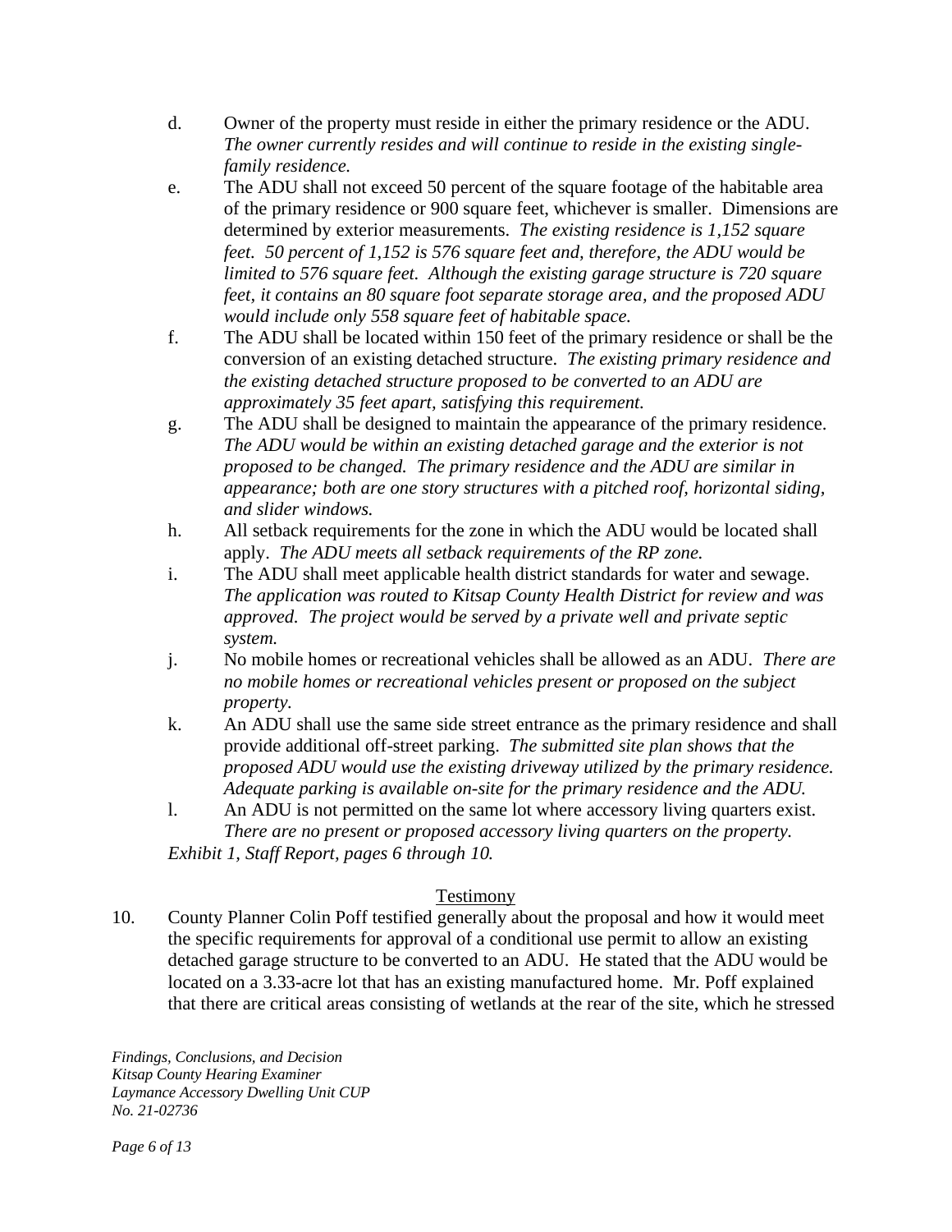d. Owner of the property must reside in either the primary residence or the ADU. *The owner currently resides and will continue to reside in the existing single-family residence.*

e. The ADU shall not exceed 50 percent of the square footage of the habitable area of the primary residence or 900 square feet, whichever is smaller. Dimensions are determined by exterior measurements. *The existing residence is 1,152 square feet. 50 percent of 1,152 is 576 square feet and, therefore, the ADU would be limited to 576 square feet. Although the existing garage structure is 720 square feet, it contains an 80 square foot separate storage area, and the proposed ADU would include only 558 square feet of habitable space.*

f. The ADU shall be located within 150 feet of the primary residence or shall be the conversion of an existing detached structure. *The existing primary residence and the existing detached structure proposed to be converted to an ADU are approximately 35 feet apart, satisfying this requirement.*

g. The ADU shall be designed to maintain the appearance of the primary residence. *The ADU would be within an existing detached garage and the exterior is not proposed to be changed. The primary residence and the ADU are similar in appearance; both are one story structures with a pitched roof, horizontal siding, and slider windows.*

h. All setback requirements for the zone in which the ADU would be located shall apply. *The ADU meets all setback requirements of the RP zone.*

i. The ADU shall meet applicable health district standards for water and sewage. *The application was routed to Kitsap County Health District for review and was approved. The project would be served by a private well and private septic system.*

j. No mobile homes or recreational vehicles shall be allowed as an ADU. *There are no mobile homes or recreational vehicles present or proposed on the subject property.*

k. An ADU shall use the same side street entrance as the primary residence and shall provide additional off-street parking. *The submitted site plan shows that the proposed ADU would use the existing driveway utilized by the primary residence. Adequate parking is available on-site for the primary residence and the ADU.*

l. An ADU is not permitted on the same lot where accessory living quarters exist. *There are no present or proposed accessory living quarters on the property.*

*Exhibit 1, Staff Report, pages 6 through 10.*

## Testimony

10. County Planner Colin Poff testified generally about the proposal and how it would meet the specific requirements for approval of a conditional use permit to allow an existing detached garage structure to be converted to an ADU. He stated that the ADU would be located on a 3.33-acre lot that has an existing manufactured home. Mr. Poff explained that there are critical areas consisting of wetlands at the rear of the site, which he stressed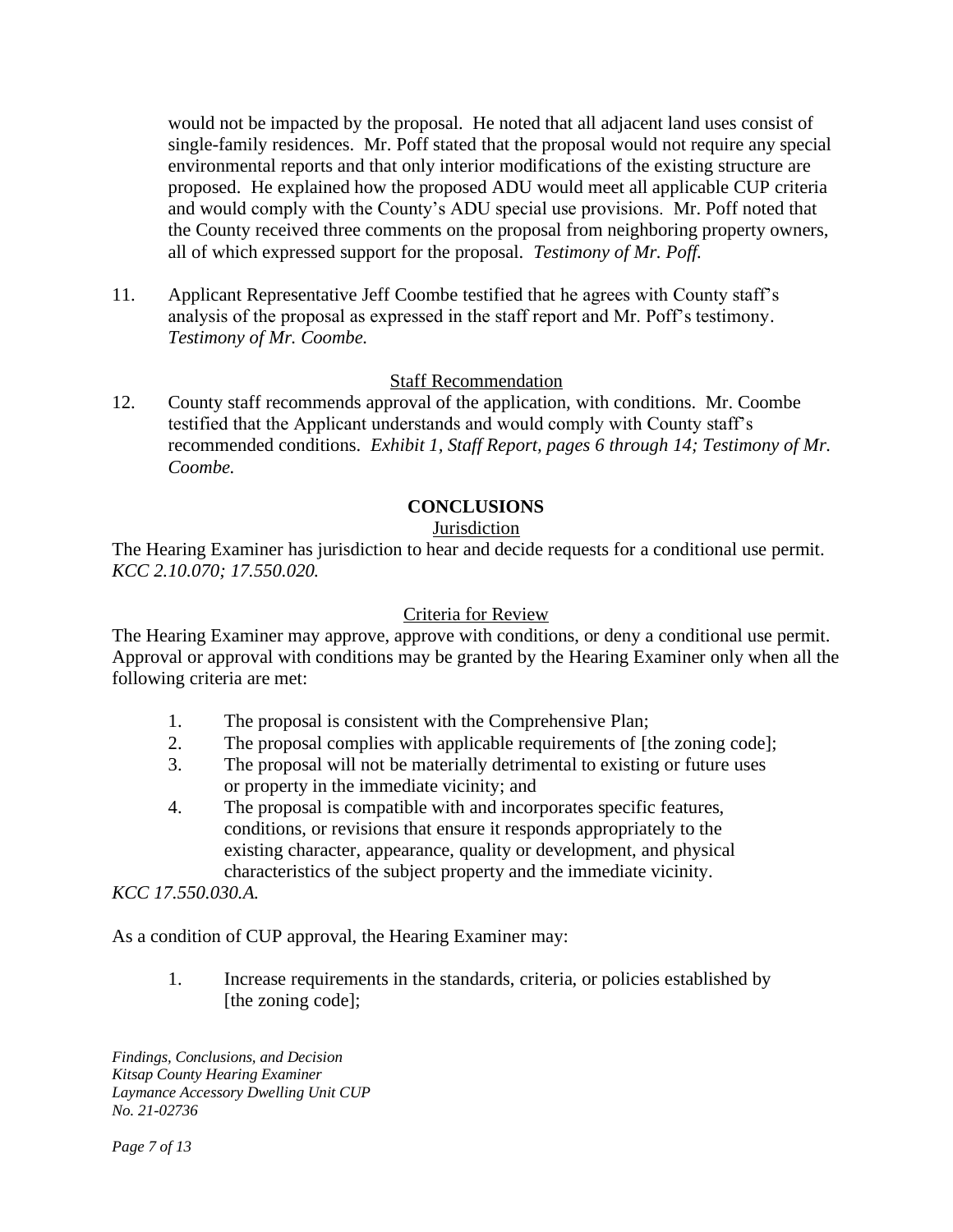would not be impacted by the proposal. He noted that all adjacent land uses consist of single-family residences. Mr. Poff stated that the proposal would not require any special environmental reports and that only interior modifications of the existing structure are proposed. He explained how the proposed ADU would meet all applicable CUP criteria and would comply with the County's ADU special use provisions. Mr. Poff noted that the County received three comments on the proposal from neighboring property owners, all of which expressed support for the proposal. *Testimony of Mr. Poff.*

11. Applicant Representative Jeff Coombe testified that he agrees with County staff's analysis of the proposal as expressed in the staff report and Mr. Poff's testimony. *Testimony of Mr. Coombe.*

<u>Staff Recommendation</u>

12. County staff recommends approval of the application, with conditions. Mr. Coombe testified that the Applicant understands and would comply with County staff's recommended conditions. *Exhibit 1, Staff Report, pages 6 through 14; Testimony of Mr. Coombe.*

## CONCLUSIONS

<u>Jurisdiction</u>

The Hearing Examiner has jurisdiction to hear and decide requests for a conditional use permit. *KCC 2.10.070; 17.550.020.*

<u>Criteria for Review</u>

The Hearing Examiner may approve, approve with conditions, or deny a conditional use permit. Approval or approval with conditions may be granted by the Hearing Examiner only when all the following criteria are met:

1. The proposal is consistent with the Comprehensive Plan;
2. The proposal complies with applicable requirements of [the zoning code];
3. The proposal will not be materially detrimental to existing or future uses or property in the immediate vicinity; and
4. The proposal is compatible with and incorporates specific features, conditions, or revisions that ensure it responds appropriately to the existing character, appearance, quality or development, and physical characteristics of the subject property and the immediate vicinity.

*KCC 17.550.030.A.*

As a condition of CUP approval, the Hearing Examiner may:

1. Increase requirements in the standards, criteria, or policies established by [the zoning code];

*Findings, Conclusions, and Decision*
*Kitsap County Hearing Examiner*
*Laymance Accessory Dwelling Unit CUP*
*No. 21-02736*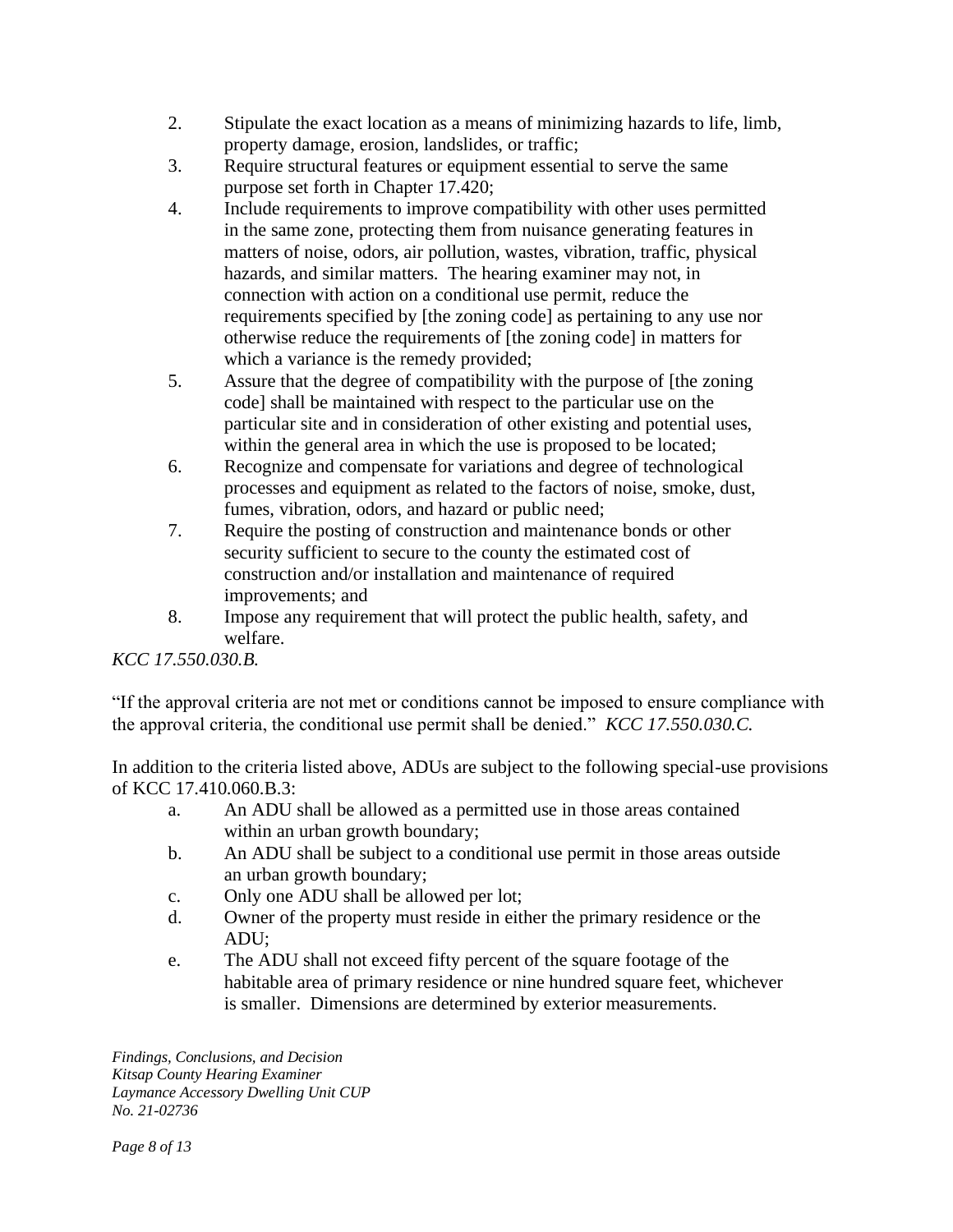2. Stipulate the exact location as a means of minimizing hazards to life, limb, property damage, erosion, landslides, or traffic;
3. Require structural features or equipment essential to serve the same purpose set forth in Chapter 17.420;
4. Include requirements to improve compatibility with other uses permitted in the same zone, protecting them from nuisance generating features in matters of noise, odors, air pollution, wastes, vibration, traffic, physical hazards, and similar matters. The hearing examiner may not, in connection with action on a conditional use permit, reduce the requirements specified by [the zoning code] as pertaining to any use nor otherwise reduce the requirements of [the zoning code] in matters for which a variance is the remedy provided;
5. Assure that the degree of compatibility with the purpose of [the zoning code] shall be maintained with respect to the particular use on the particular site and in consideration of other existing and potential uses, within the general area in which the use is proposed to be located;
6. Recognize and compensate for variations and degree of technological processes and equipment as related to the factors of noise, smoke, dust, fumes, vibration, odors, and hazard or public need;
7. Require the posting of construction and maintenance bonds or other security sufficient to secure to the county the estimated cost of construction and/or installation and maintenance of required improvements; and
8. Impose any requirement that will protect the public health, safety, and welfare.

*KCC 17.550.030.B.*

"If the approval criteria are not met or conditions cannot be imposed to ensure compliance with the approval criteria, the conditional use permit shall be denied." *KCC 17.550.030.C.*

In addition to the criteria listed above, ADUs are subject to the following special-use provisions of KCC 17.410.060.B.3:

a. An ADU shall be allowed as a permitted use in those areas contained within an urban growth boundary;
b. An ADU shall be subject to a conditional use permit in those areas outside an urban growth boundary;
c. Only one ADU shall be allowed per lot;
d. Owner of the property must reside in either the primary residence or the ADU;
e. The ADU shall not exceed fifty percent of the square footage of the habitable area of primary residence or nine hundred square feet, whichever is smaller. Dimensions are determined by exterior measurements.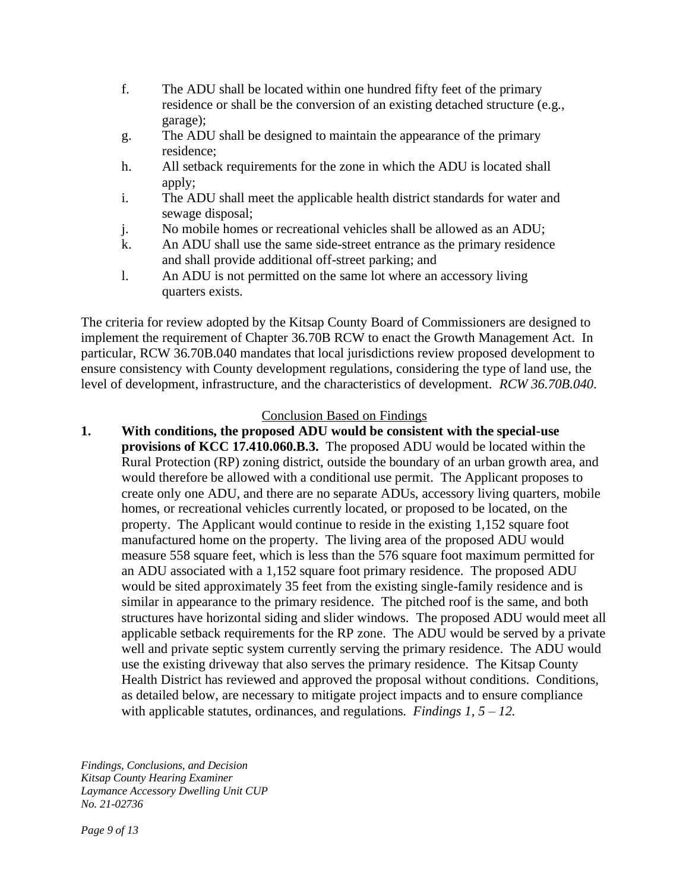f. The ADU shall be located within one hundred fifty feet of the primary residence or shall be the conversion of an existing detached structure (e.g., garage);
g. The ADU shall be designed to maintain the appearance of the primary residence;
h. All setback requirements for the zone in which the ADU is located shall apply;
i. The ADU shall meet the applicable health district standards for water and sewage disposal;
j. No mobile homes or recreational vehicles shall be allowed as an ADU;
k. An ADU shall use the same side-street entrance as the primary residence and shall provide additional off-street parking; and
l. An ADU is not permitted on the same lot where an accessory living quarters exists.

The criteria for review adopted by the Kitsap County Board of Commissioners are designed to implement the requirement of Chapter 36.70B RCW to enact the Growth Management Act. In particular, RCW 36.70B.040 mandates that local jurisdictions review proposed development to ensure consistency with County development regulations, considering the type of land use, the level of development, infrastructure, and the characteristics of development. *RCW 36.70B.040*.

## Conclusion Based on Findings

1. **With conditions, the proposed ADU would be consistent with the special-use provisions of KCC 17.410.060.B.3.** The proposed ADU would be located within the Rural Protection (RP) zoning district, outside the boundary of an urban growth area, and would therefore be allowed with a conditional use permit. The Applicant proposes to create only one ADU, and there are no separate ADUs, accessory living quarters, mobile homes, or recreational vehicles currently located, or proposed to be located, on the property. The Applicant would continue to reside in the existing 1,152 square foot manufactured home on the property. The living area of the proposed ADU would measure 558 square feet, which is less than the 576 square foot maximum permitted for an ADU associated with a 1,152 square foot primary residence. The proposed ADU would be sited approximately 35 feet from the existing single-family residence and is similar in appearance to the primary residence. The pitched roof is the same, and both structures have horizontal siding and slider windows. The proposed ADU would meet all applicable setback requirements for the RP zone. The ADU would be served by a private well and private septic system currently serving the primary residence. The ADU would use the existing driveway that also serves the primary residence. The Kitsap County Health District has reviewed and approved the proposal without conditions. Conditions, as detailed below, are necessary to mitigate project impacts and to ensure compliance with applicable statutes, ordinances, and regulations. *Findings 1, 5 – 12.*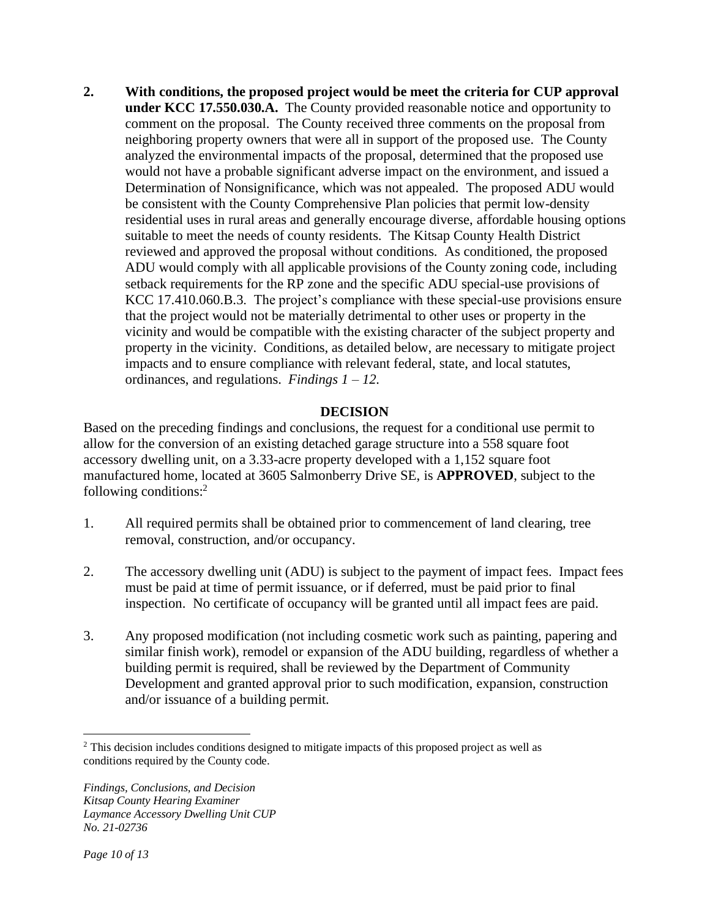2. **With conditions, the proposed project would be meet the criteria for CUP approval under KCC 17.550.030.A.** The County provided reasonable notice and opportunity to comment on the proposal. The County received three comments on the proposal from neighboring property owners that were all in support of the proposed use. The County analyzed the environmental impacts of the proposal, determined that the proposed use would not have a probable significant adverse impact on the environment, and issued a Determination of Nonsignificance, which was not appealed. The proposed ADU would be consistent with the County Comprehensive Plan policies that permit low-density residential uses in rural areas and generally encourage diverse, affordable housing options suitable to meet the needs of county residents. The Kitsap County Health District reviewed and approved the proposal without conditions. As conditioned, the proposed ADU would comply with all applicable provisions of the County zoning code, including setback requirements for the RP zone and the specific ADU special-use provisions of KCC 17.410.060.B.3. The project's compliance with these special-use provisions ensure that the project would not be materially detrimental to other uses or property in the vicinity and would be compatible with the existing character of the subject property and property in the vicinity. Conditions, as detailed below, are necessary to mitigate project impacts and to ensure compliance with relevant federal, state, and local statutes, ordinances, and regulations. *Findings 1 – 12.*

## DECISION

Based on the preceding findings and conclusions, the request for a conditional use permit to allow for the conversion of an existing detached garage structure into a 558 square foot accessory dwelling unit, on a 3.33-acre property developed with a 1,152 square foot manufactured home, located at 3605 Salmonberry Drive SE, is **APPROVED**, subject to the following conditions:[2]

1. All required permits shall be obtained prior to commencement of land clearing, tree removal, construction, and/or occupancy.

2. The accessory dwelling unit (ADU) is subject to the payment of impact fees. Impact fees must be paid at time of permit issuance, or if deferred, must be paid prior to final inspection. No certificate of occupancy will be granted until all impact fees are paid.

3. Any proposed modification (not including cosmetic work such as painting, papering and similar finish work), remodel or expansion of the ADU building, regardless of whether a building permit is required, shall be reviewed by the Department of Community Development and granted approval prior to such modification, expansion, construction and/or issuance of a building permit.

---

[2] This decision includes conditions designed to mitigate impacts of this proposed project as well as conditions required by the County code.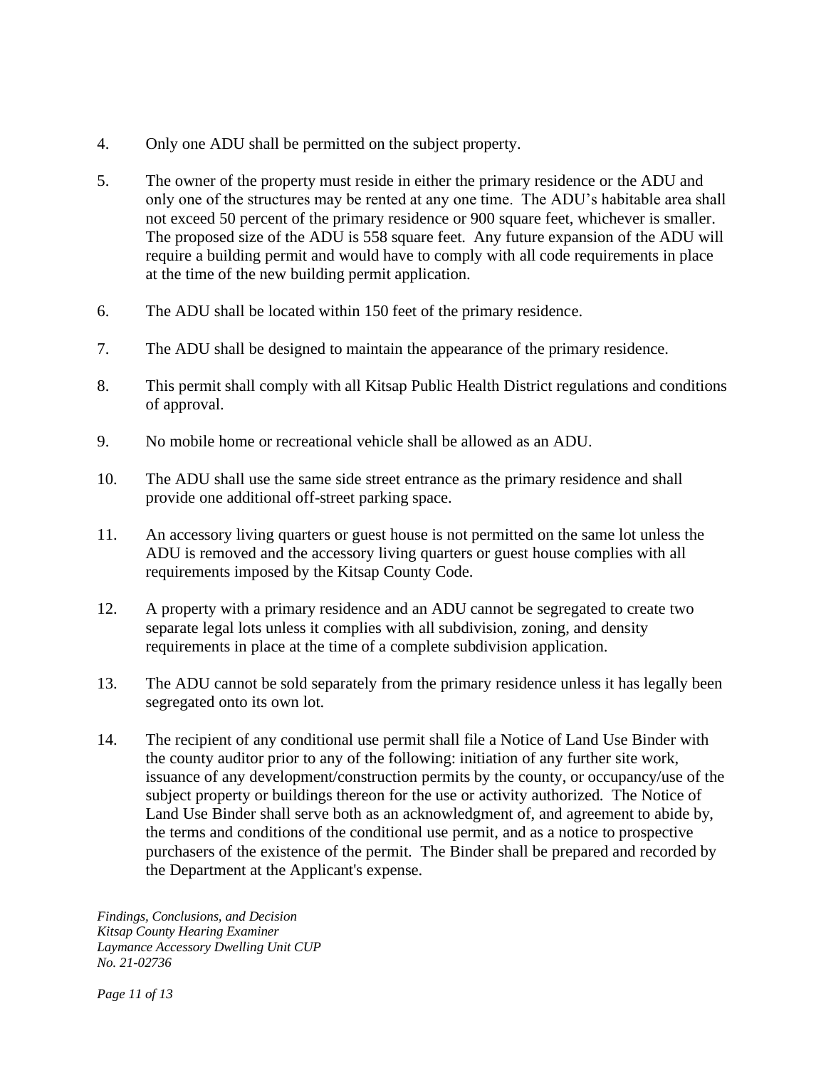4. Only one ADU shall be permitted on the subject property.

5. The owner of the property must reside in either the primary residence or the ADU and only one of the structures may be rented at any one time. The ADU's habitable area shall not exceed 50 percent of the primary residence or 900 square feet, whichever is smaller. The proposed size of the ADU is 558 square feet. Any future expansion of the ADU will require a building permit and would have to comply with all code requirements in place at the time of the new building permit application.

6. The ADU shall be located within 150 feet of the primary residence.

7. The ADU shall be designed to maintain the appearance of the primary residence.

8. This permit shall comply with all Kitsap Public Health District regulations and conditions of approval.

9. No mobile home or recreational vehicle shall be allowed as an ADU.

10. The ADU shall use the same side street entrance as the primary residence and shall provide one additional off-street parking space.

11. An accessory living quarters or guest house is not permitted on the same lot unless the ADU is removed and the accessory living quarters or guest house complies with all requirements imposed by the Kitsap County Code.

12. A property with a primary residence and an ADU cannot be segregated to create two separate legal lots unless it complies with all subdivision, zoning, and density requirements in place at the time of a complete subdivision application.

13. The ADU cannot be sold separately from the primary residence unless it has legally been segregated onto its own lot.

14. The recipient of any conditional use permit shall file a Notice of Land Use Binder with the county auditor prior to any of the following: initiation of any further site work, issuance of any development/construction permits by the county, or occupancy/use of the subject property or buildings thereon for the use or activity authorized. The Notice of Land Use Binder shall serve both as an acknowledgment of, and agreement to abide by, the terms and conditions of the conditional use permit, and as a notice to prospective purchasers of the existence of the permit. The Binder shall be prepared and recorded by the Department at the Applicant's expense.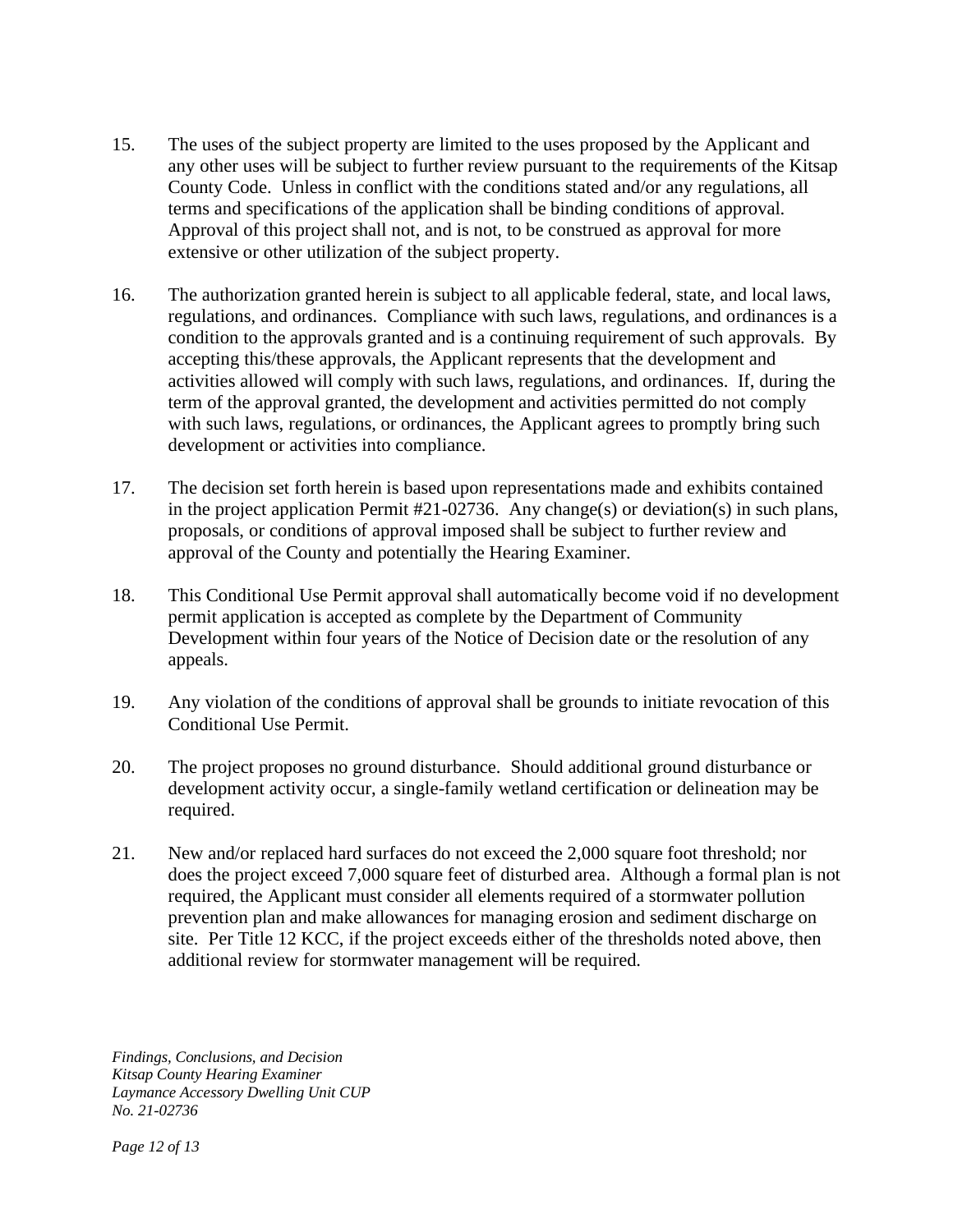15. The uses of the subject property are limited to the uses proposed by the Applicant and any other uses will be subject to further review pursuant to the requirements of the Kitsap County Code. Unless in conflict with the conditions stated and/or any regulations, all terms and specifications of the application shall be binding conditions of approval. Approval of this project shall not, and is not, to be construed as approval for more extensive or other utilization of the subject property.

16. The authorization granted herein is subject to all applicable federal, state, and local laws, regulations, and ordinances. Compliance with such laws, regulations, and ordinances is a condition to the approvals granted and is a continuing requirement of such approvals. By accepting this/these approvals, the Applicant represents that the development and activities allowed will comply with such laws, regulations, and ordinances. If, during the term of the approval granted, the development and activities permitted do not comply with such laws, regulations, or ordinances, the Applicant agrees to promptly bring such development or activities into compliance.

17. The decision set forth herein is based upon representations made and exhibits contained in the project application Permit #21-02736. Any change(s) or deviation(s) in such plans, proposals, or conditions of approval imposed shall be subject to further review and approval of the County and potentially the Hearing Examiner.

18. This Conditional Use Permit approval shall automatically become void if no development permit application is accepted as complete by the Department of Community Development within four years of the Notice of Decision date or the resolution of any appeals.

19. Any violation of the conditions of approval shall be grounds to initiate revocation of this Conditional Use Permit.

20. The project proposes no ground disturbance. Should additional ground disturbance or development activity occur, a single-family wetland certification or delineation may be required.

21. New and/or replaced hard surfaces do not exceed the 2,000 square foot threshold; nor does the project exceed 7,000 square feet of disturbed area. Although a formal plan is not required, the Applicant must consider all elements required of a stormwater pollution prevention plan and make allowances for managing erosion and sediment discharge on site. Per Title 12 KCC, if the project exceeds either of the thresholds noted above, then additional review for stormwater management will be required.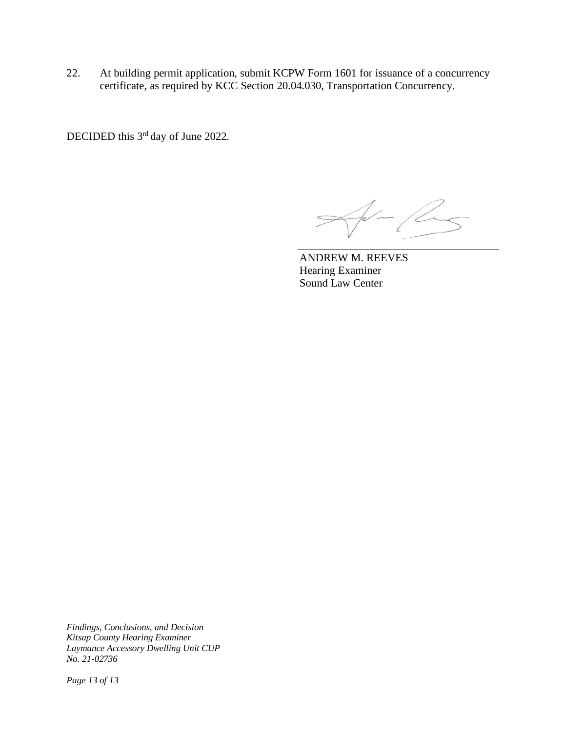22. At building permit application, submit KCPW Form 1601 for issuance of a concurrency certificate, as required by KCC Section 20.04.030, Transportation Concurrency.

DECIDED this 3rd day of June 2022.

ANDREW M. REEVES
Hearing Examiner
Sound Law Center